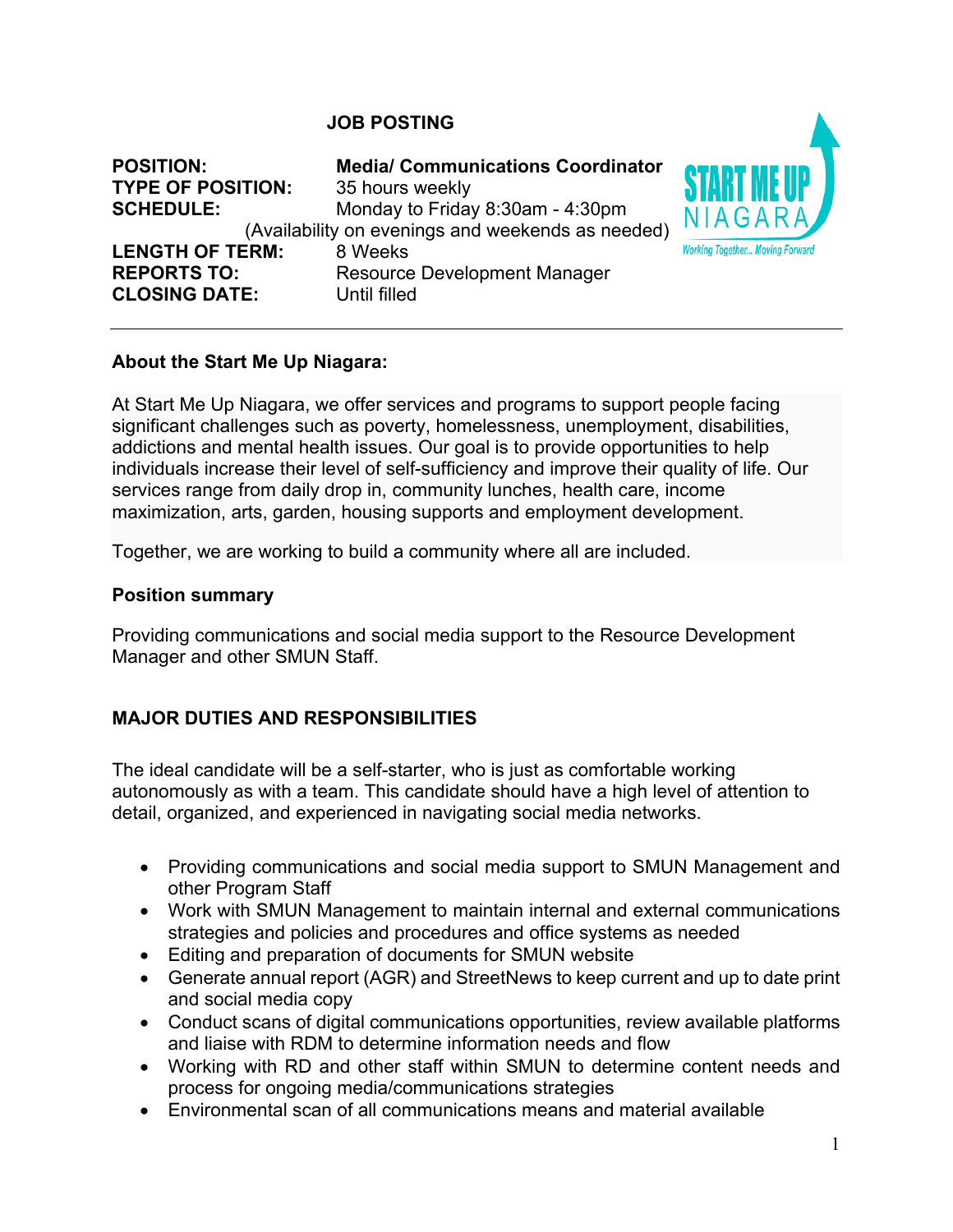# JOB POSTING

**POSITION:** **Media/ Communications Coordinator**
**TYPE OF POSITION:** 35 hours weekly
**SCHEDULE:** Monday to Friday 8:30am - 4:30pm
(Availability on evenings and weekends as needed)
**LENGTH OF TERM:** 8 Weeks
**REPORTS TO:** Resource Development Manager
**CLOSING DATE:** Until filled

START ME UP NIAGARA
*Working Together... Moving Forward*

---

## About the Start Me Up Niagara:

At Start Me Up Niagara, we offer services and programs to support people facing significant challenges such as poverty, homelessness, unemployment, disabilities, addictions and mental health issues. Our goal is to provide opportunities to help individuals increase their level of self-sufficiency and improve their quality of life. Our services range from daily drop in, community lunches, health care, income maximization, arts, garden, housing supports and employment development.

Together, we are working to build a community where all are included.

## Position summary

Providing communications and social media support to the Resource Development Manager and other SMUN Staff.

## MAJOR DUTIES AND RESPONSIBILITIES

The ideal candidate will be a self-starter, who is just as comfortable working autonomously as with a team. This candidate should have a high level of attention to detail, organized, and experienced in navigating social media networks.

- Providing communications and social media support to SMUN Management and other Program Staff
- Work with SMUN Management to maintain internal and external communications strategies and policies and procedures and office systems as needed
- Editing and preparation of documents for SMUN website
- Generate annual report (AGR) and StreetNews to keep current and up to date print and social media copy
- Conduct scans of digital communications opportunities, review available platforms and liaise with RDM to determine information needs and flow
- Working with RD and other staff within SMUN to determine content needs and process for ongoing media/communications strategies
- Environmental scan of all communications means and material available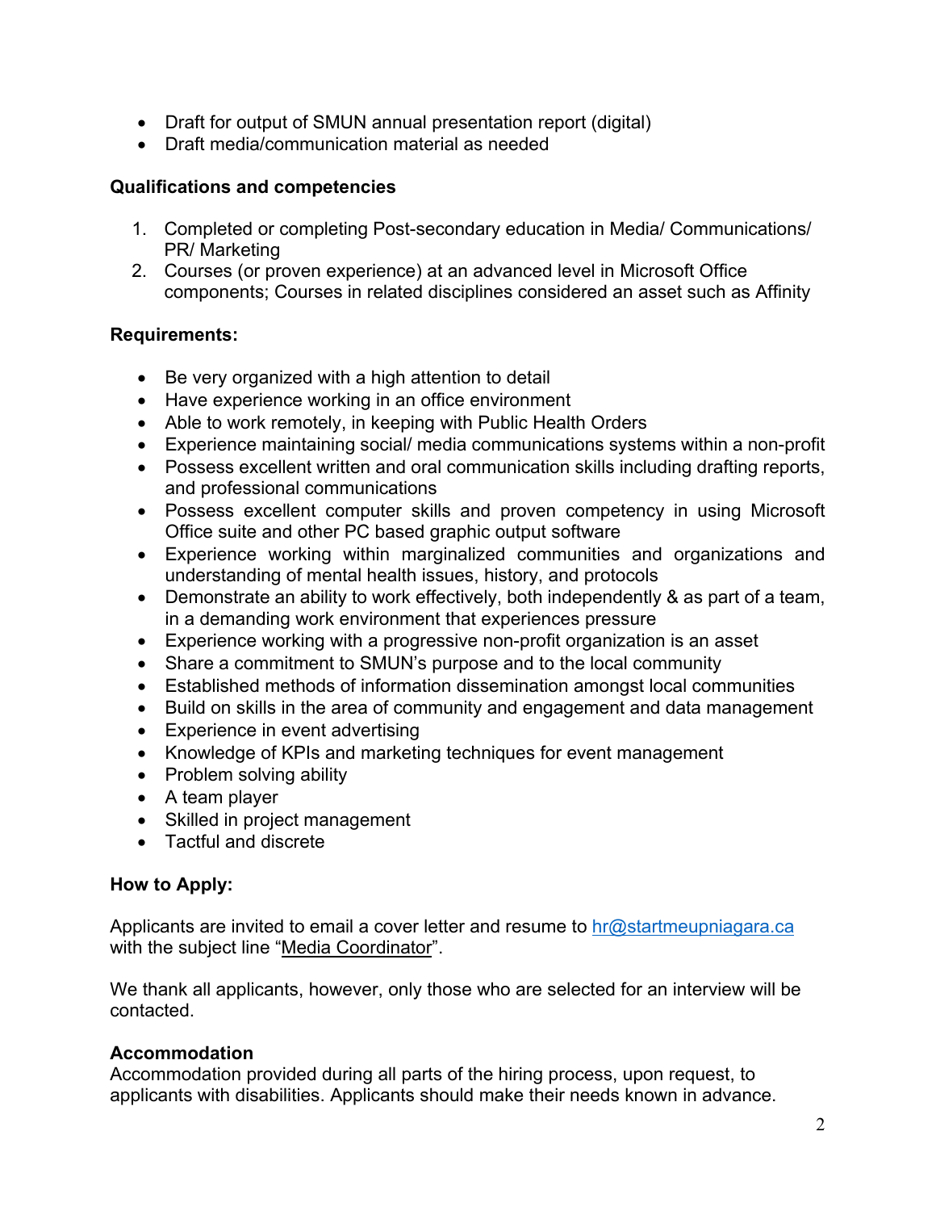- Draft for output of SMUN annual presentation report (digital)
- Draft media/communication material as needed

**Qualifications and competencies**

1. Completed or completing Post-secondary education in Media/ Communications/ PR/ Marketing
2. Courses (or proven experience) at an advanced level in Microsoft Office components; Courses in related disciplines considered an asset such as Affinity

**Requirements:**

- Be very organized with a high attention to detail
- Have experience working in an office environment
- Able to work remotely, in keeping with Public Health Orders
- Experience maintaining social/ media communications systems within a non-profit
- Possess excellent written and oral communication skills including drafting reports, and professional communications
- Possess excellent computer skills and proven competency in using Microsoft Office suite and other PC based graphic output software
- Experience working within marginalized communities and organizations and understanding of mental health issues, history, and protocols
- Demonstrate an ability to work effectively, both independently & as part of a team, in a demanding work environment that experiences pressure
- Experience working with a progressive non-profit organization is an asset
- Share a commitment to SMUN's purpose and to the local community
- Established methods of information dissemination amongst local communities
- Build on skills in the area of community and engagement and data management
- Experience in event advertising
- Knowledge of KPIs and marketing techniques for event management
- Problem solving ability
- A team player
- Skilled in project management
- Tactful and discrete

**How to Apply:**

Applicants are invited to email a cover letter and resume to hr@startmeupniagara.ca with the subject line "Media Coordinator".

We thank all applicants, however, only those who are selected for an interview will be contacted.

**Accommodation**

Accommodation provided during all parts of the hiring process, upon request, to applicants with disabilities. Applicants should make their needs known in advance.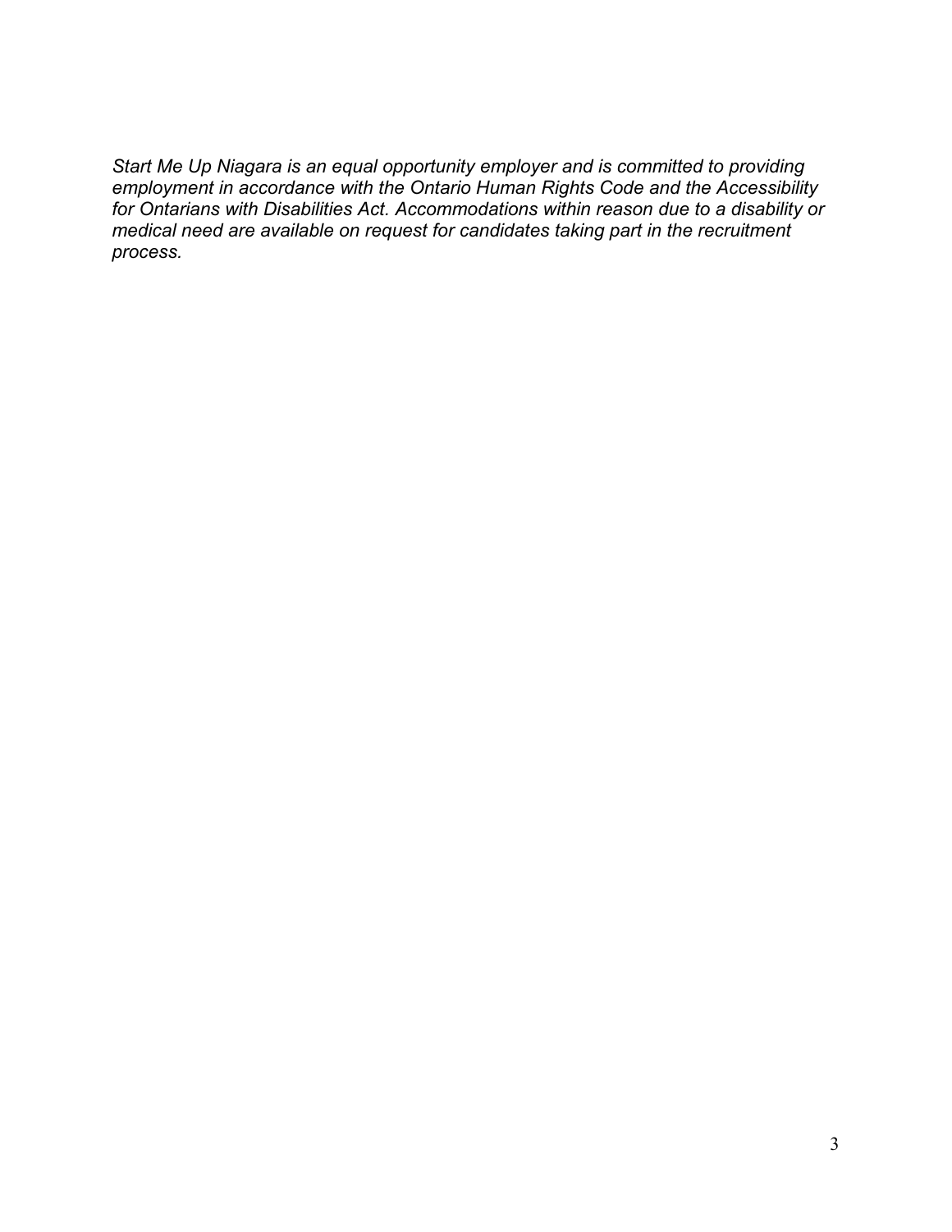*Start Me Up Niagara is an equal opportunity employer and is committed to providing employment in accordance with the Ontario Human Rights Code and the Accessibility for Ontarians with Disabilities Act. Accommodations within reason due to a disability or medical need are available on request for candidates taking part in the recruitment process.*